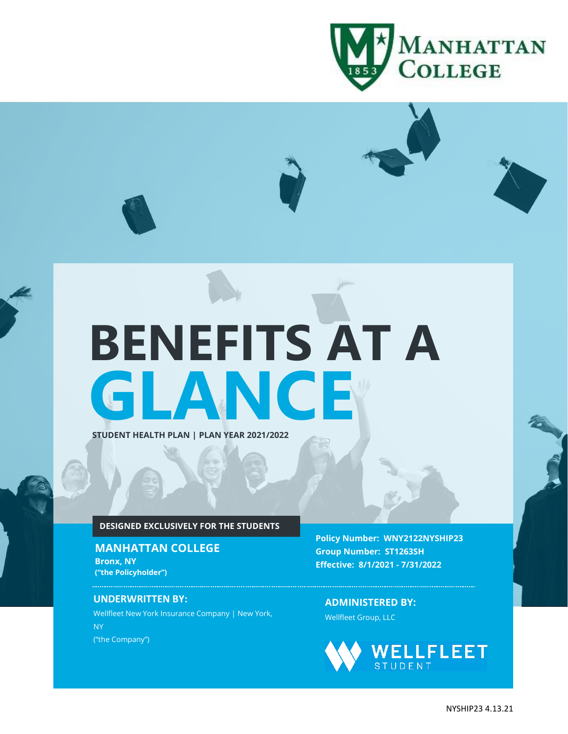MANHATTAN COLLEGE

# BENEFITS AT A GLANCE

**STUDENT HEALTH PLAN | PLAN YEAR 2021/2022**

**DESIGNED EXCLUSIVELY FOR THE STUDENTS**

## MANHATTAN COLLEGE

**Bronx, NY**
**("the Policyholder")**

**Policy Number: WNY2122NYSHIP23**
**Group Number: ST1263SH**
**Effective: 8/1/2021 - 7/31/2022**

### UNDERWRITTEN BY:

Wellfleet New York Insurance Company | New York, NY
("the Company")

### ADMINISTERED BY:

Wellfleet Group, LLC

WELLFLEET STUDENT

NYSHIP23 4.13.21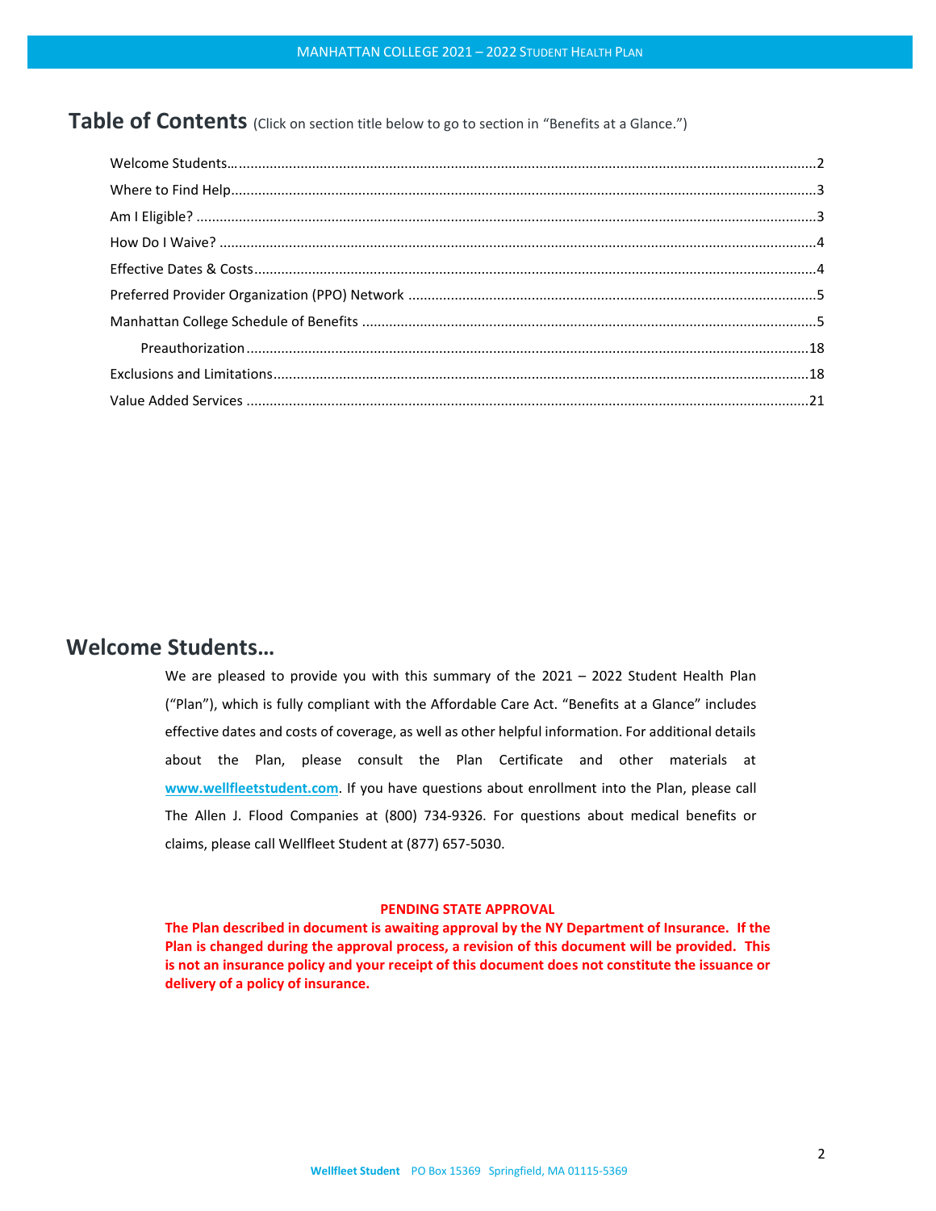# Table of Contents (Click on section title below to go to section in "Benefits at a Glance.")

Welcome Students… 2
Where to Find Help 3
Am I Eligible? 3
How Do I Waive? 4
Effective Dates & Costs 4
Preferred Provider Organization (PPO) Network 5
Manhattan College Schedule of Benefits 5
    Preauthorization 18
Exclusions and Limitations 18
Value Added Services 21

# Welcome Students…

We are pleased to provide you with this summary of the 2021 – 2022 Student Health Plan ("Plan"), which is fully compliant with the Affordable Care Act. "Benefits at a Glance" includes effective dates and costs of coverage, as well as other helpful information. For additional details about the Plan, please consult the Plan Certificate and other materials at **www.wellfleetstudent.com**. If you have questions about enrollment into the Plan, please call The Allen J. Flood Companies at (800) 734-9326. For questions about medical benefits or claims, please call Wellfleet Student at (877) 657-5030.

**PENDING STATE APPROVAL**

**The Plan described in document is awaiting approval by the NY Department of Insurance. If the Plan is changed during the approval process, a revision of this document will be provided. This is not an insurance policy and your receipt of this document does not constitute the issuance or delivery of a policy of insurance.**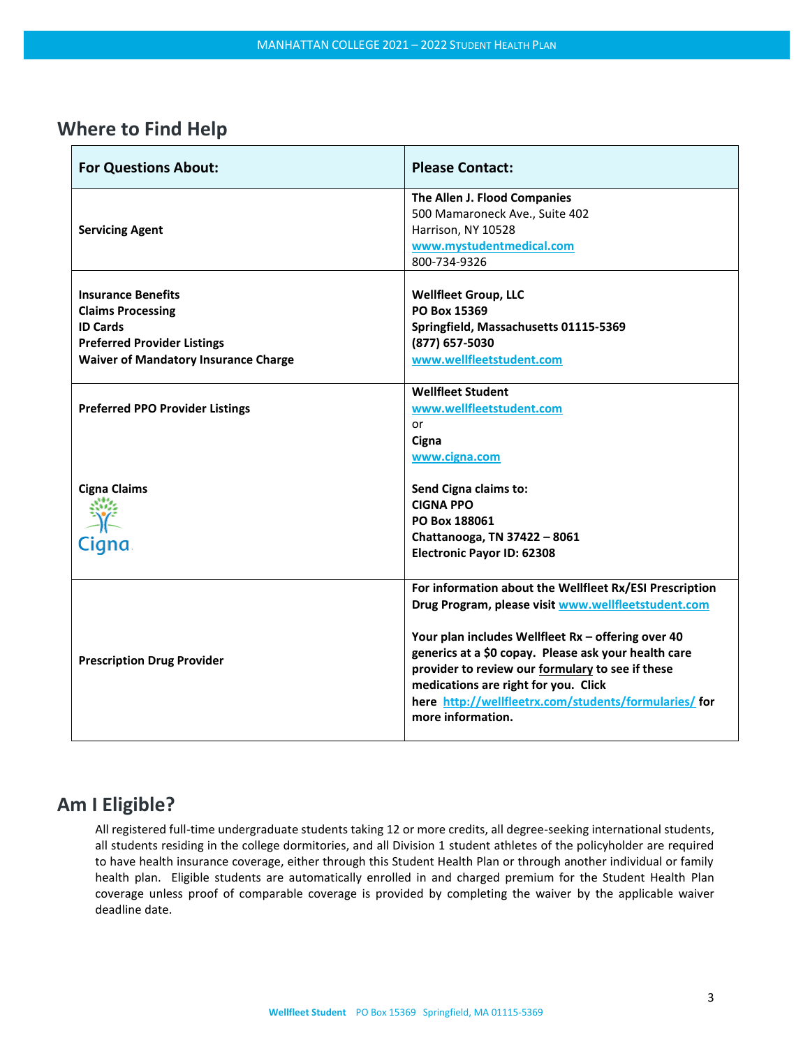## Where to Find Help

| For Questions About: | Please Contact: |
|---|---|
| **Servicing Agent** | **The Allen J. Flood Companies**<br>500 Mamaroneck Ave., Suite 402<br>Harrison, NY 10528<br>www.mystudentmedical.com<br>800-734-9326 |
| **Insurance Benefits**<br>**Claims Processing**<br>**ID Cards**<br>**Preferred Provider Listings**<br>**Waiver of Mandatory Insurance Charge** | **Wellfleet Group, LLC**<br>**PO Box 15369**<br>**Springfield, Massachusetts 01115-5369**<br>**(877) 657-5030**<br>www.wellfleetstudent.com |
| **Preferred PPO Provider Listings**<br><br>**Cigna Claims**<br>Cigna | **Wellfleet Student**<br>www.wellfleetstudent.com<br>or<br>**Cigna**<br>www.cigna.com<br><br>**Send Cigna claims to:**<br>**CIGNA PPO**<br>**PO Box 188061**<br>**Chattanooga, TN 37422 – 8061**<br>**Electronic Payor ID: 62308** |
| **Prescription Drug Provider** | **For information about the Wellfleet Rx/ESI Prescription Drug Program, please visit** www.wellfleetstudent.com<br><br>**Your plan includes Wellfleet Rx – offering over 40 generics at a $0 copay. Please ask your health care provider to review our formulary to see if these medications are right for you. Click here** http://wellfleetrx.com/students/formularies/ **for more information.** |

## Am I Eligible?

All registered full-time undergraduate students taking 12 or more credits, all degree-seeking international students, all students residing in the college dormitories, and all Division 1 student athletes of the policyholder are required to have health insurance coverage, either through this Student Health Plan or through another individual or family health plan. Eligible students are automatically enrolled in and charged premium for the Student Health Plan coverage unless proof of comparable coverage is provided by completing the waiver by the applicable waiver deadline date.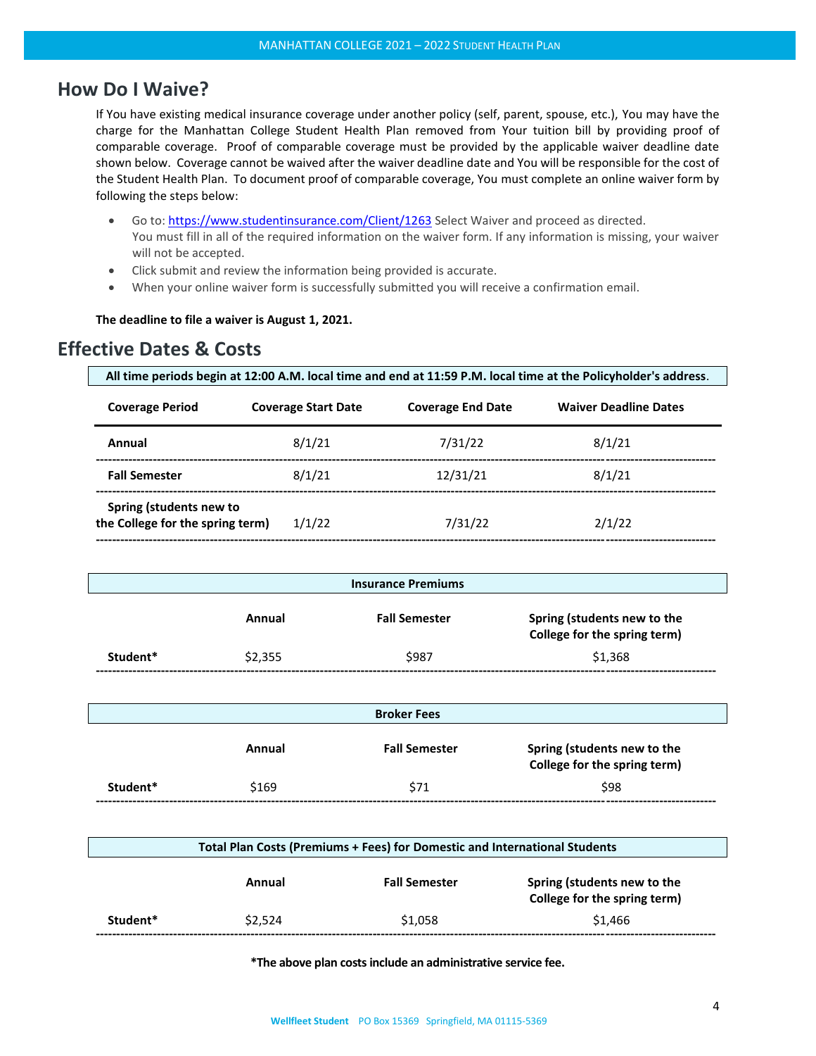## How Do I Waive?

If You have existing medical insurance coverage under another policy (self, parent, spouse, etc.), You may have the charge for the Manhattan College Student Health Plan removed from Your tuition bill by providing proof of comparable coverage. Proof of comparable coverage must be provided by the applicable waiver deadline date shown below. Coverage cannot be waived after the waiver deadline date and You will be responsible for the cost of the Student Health Plan. To document proof of comparable coverage, You must complete an online waiver form by following the steps below:

- Go to: https://www.studentinsurance.com/Client/1263 Select Waiver and proceed as directed. You must fill in all of the required information on the waiver form. If any information is missing, your waiver will not be accepted.
- Click submit and review the information being provided is accurate.
- When your online waiver form is successfully submitted you will receive a confirmation email.

**The deadline to file a waiver is August 1, 2021.**

## Effective Dates & Costs

**All time periods begin at 12:00 A.M. local time and end at 11:59 P.M. local time at the Policyholder's address.**

| Coverage Period | Coverage Start Date | Coverage End Date | Waiver Deadline Dates |
|---|---|---|---|
| **Annual** | 8/1/21 | 7/31/22 | 8/1/21 |
| **Fall Semester** | 8/1/21 | 12/31/21 | 8/1/21 |
| **Spring (students new to the College for the spring term)** | 1/1/22 | 7/31/22 | 2/1/22 |

**Insurance Premiums**

| | Annual | Fall Semester | Spring (students new to the College for the spring term) |
|---|---|---|---|
| **Student*** | $2,355 | $987 | $1,368 |

**Broker Fees**

| | Annual | Fall Semester | Spring (students new to the College for the spring term) |
|---|---|---|---|
| **Student*** | $169 | $71 | $98 |

**Total Plan Costs (Premiums + Fees) for Domestic and International Students**

| | Annual | Fall Semester | Spring (students new to the College for the spring term) |
|---|---|---|---|
| **Student*** | $2,524 | $1,058 | $1,466 |

***The above plan costs include an administrative service fee.**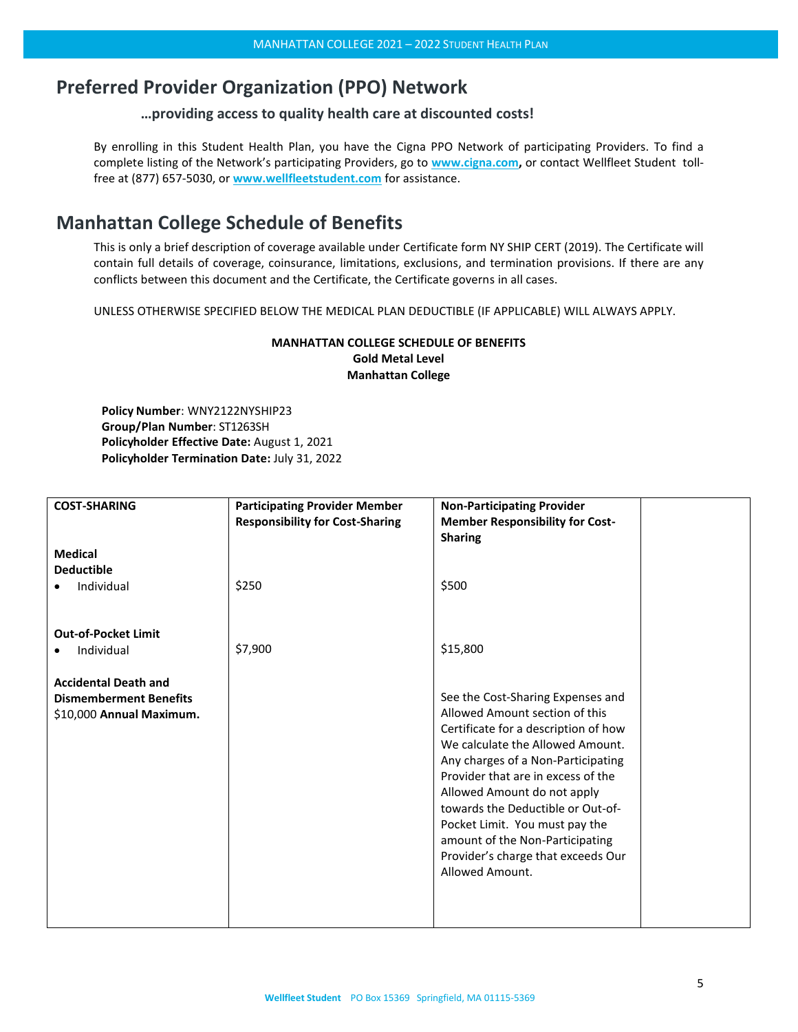## Preferred Provider Organization (PPO) Network

**…providing access to quality health care at discounted costs!**

By enrolling in this Student Health Plan, you have the Cigna PPO Network of participating Providers. To find a complete listing of the Network's participating Providers, go to **www.cigna.com,** or contact Wellfleet Student toll-free at (877) 657-5030, or **www.wellfleetstudent.com** for assistance.

## Manhattan College Schedule of Benefits

This is only a brief description of coverage available under Certificate form NY SHIP CERT (2019). The Certificate will contain full details of coverage, coinsurance, limitations, exclusions, and termination provisions. If there are any conflicts between this document and the Certificate, the Certificate governs in all cases.

UNLESS OTHERWISE SPECIFIED BELOW THE MEDICAL PLAN DEDUCTIBLE (IF APPLICABLE) WILL ALWAYS APPLY.

**MANHATTAN COLLEGE SCHEDULE OF BENEFITS**
**Gold Metal Level**
**Manhattan College**

**Policy Number**: WNY2122NYSHIP23
**Group/Plan Number**: ST1263SH
**Policyholder Effective Date:** August 1, 2021
**Policyholder Termination Date:** July 31, 2022

| **COST-SHARING** | **Participating Provider Member Responsibility for Cost-Sharing** | **Non-Participating Provider Member Responsibility for Cost-Sharing** | |
|---|---|---|---|
| **Medical Deductible** | | | |
| • Individual | $250 | $500 | |
| **Out-of-Pocket Limit** | | | |
| • Individual | $7,900 | $15,800 | |
| **Accidental Death and Dismemberment Benefits** $10,000 **Annual Maximum.** | | See the Cost-Sharing Expenses and Allowed Amount section of this Certificate for a description of how We calculate the Allowed Amount. Any charges of a Non-Participating Provider that are in excess of the Allowed Amount do not apply towards the Deductible or Out-of-Pocket Limit. You must pay the amount of the Non-Participating Provider's charge that exceeds Our Allowed Amount. | |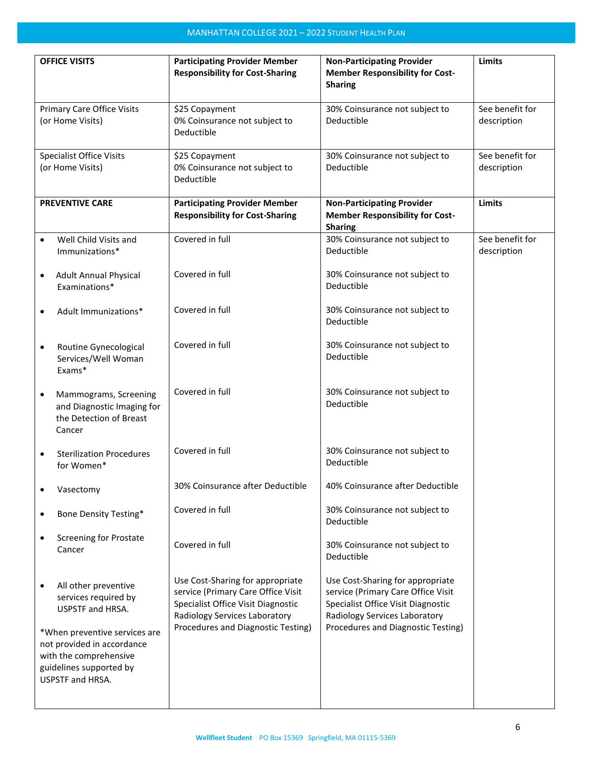| OFFICE VISITS | Participating Provider Member Responsibility for Cost-Sharing | Non-Participating Provider Member Responsibility for Cost-Sharing | Limits |
|---|---|---|---|
| Primary Care Office Visits (or Home Visits) | $25 Copayment 0% Coinsurance not subject to Deductible | 30% Coinsurance not subject to Deductible | See benefit for description |
| Specialist Office Visits (or Home Visits) | $25 Copayment 0% Coinsurance not subject to Deductible | 30% Coinsurance not subject to Deductible | See benefit for description |
| **PREVENTIVE CARE** | **Participating Provider Member Responsibility for Cost-Sharing** | **Non-Participating Provider Member Responsibility for Cost-Sharing** | **Limits** |
| • Well Child Visits and Immunizations* | Covered in full | 30% Coinsurance not subject to Deductible | See benefit for description |
| • Adult Annual Physical Examinations* | Covered in full | 30% Coinsurance not subject to Deductible | |
| • Adult Immunizations* | Covered in full | 30% Coinsurance not subject to Deductible | |
| • Routine Gynecological Services/Well Woman Exams* | Covered in full | 30% Coinsurance not subject to Deductible | |
| • Mammograms, Screening and Diagnostic Imaging for the Detection of Breast Cancer | Covered in full | 30% Coinsurance not subject to Deductible | |
| • Sterilization Procedures for Women* | Covered in full | 30% Coinsurance not subject to Deductible | |
| • Vasectomy | 30% Coinsurance after Deductible | 40% Coinsurance after Deductible | |
| • Bone Density Testing* | Covered in full | 30% Coinsurance not subject to Deductible | |
| • Screening for Prostate Cancer | Covered in full | 30% Coinsurance not subject to Deductible | |
| • All other preventive services required by USPSTF and HRSA. *When preventive services are not provided in accordance with the comprehensive guidelines supported by USPSTF and HRSA. | Use Cost-Sharing for appropriate service (Primary Care Office Visit Specialist Office Visit Diagnostic Radiology Services Laboratory Procedures and Diagnostic Testing) | Use Cost-Sharing for appropriate service (Primary Care Office Visit Specialist Office Visit Diagnostic Radiology Services Laboratory Procedures and Diagnostic Testing) | |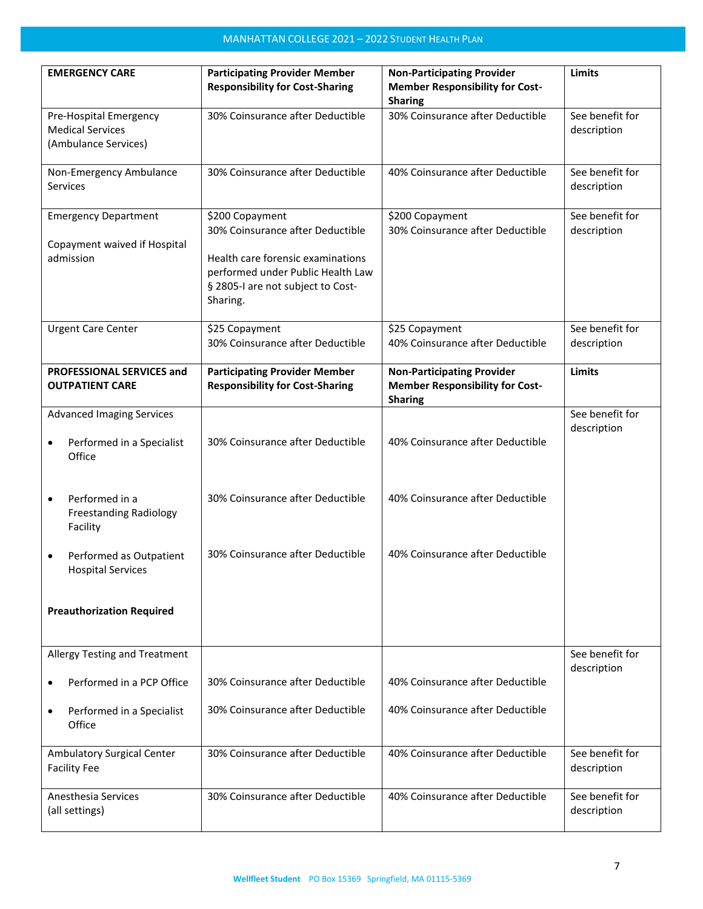| EMERGENCY CARE | Participating Provider Member Responsibility for Cost-Sharing | Non-Participating Provider Member Responsibility for Cost-Sharing | Limits |
|---|---|---|---|
| Pre-Hospital Emergency Medical Services (Ambulance Services) | 30% Coinsurance after Deductible | 30% Coinsurance after Deductible | See benefit for description |
| Non-Emergency Ambulance Services | 30% Coinsurance after Deductible | 40% Coinsurance after Deductible | See benefit for description |
| Emergency Department<br><br>Copayment waived if Hospital admission | $200 Copayment<br>30% Coinsurance after Deductible<br><br>Health care forensic examinations performed under Public Health Law § 2805-I are not subject to Cost-Sharing. | $200 Copayment<br>30% Coinsurance after Deductible | See benefit for description |
| Urgent Care Center | $25 Copayment<br>30% Coinsurance after Deductible | $25 Copayment<br>40% Coinsurance after Deductible | See benefit for description |
| **PROFESSIONAL SERVICES and OUTPATIENT CARE** | **Participating Provider Member Responsibility for Cost-Sharing** | **Non-Participating Provider Member Responsibility for Cost-Sharing** | **Limits** |
| Advanced Imaging Services | | | See benefit for description |
| • Performed in a Specialist Office | 30% Coinsurance after Deductible | 40% Coinsurance after Deductible | |
| • Performed in a Freestanding Radiology Facility | 30% Coinsurance after Deductible | 40% Coinsurance after Deductible | |
| • Performed as Outpatient Hospital Services<br><br>**Preauthorization Required** | 30% Coinsurance after Deductible | 40% Coinsurance after Deductible | |
| Allergy Testing and Treatment | | | See benefit for description |
| • Performed in a PCP Office | 30% Coinsurance after Deductible | 40% Coinsurance after Deductible | |
| • Performed in a Specialist Office | 30% Coinsurance after Deductible | 40% Coinsurance after Deductible | |
| Ambulatory Surgical Center Facility Fee | 30% Coinsurance after Deductible | 40% Coinsurance after Deductible | See benefit for description |
| Anesthesia Services (all settings) | 30% Coinsurance after Deductible | 40% Coinsurance after Deductible | See benefit for description |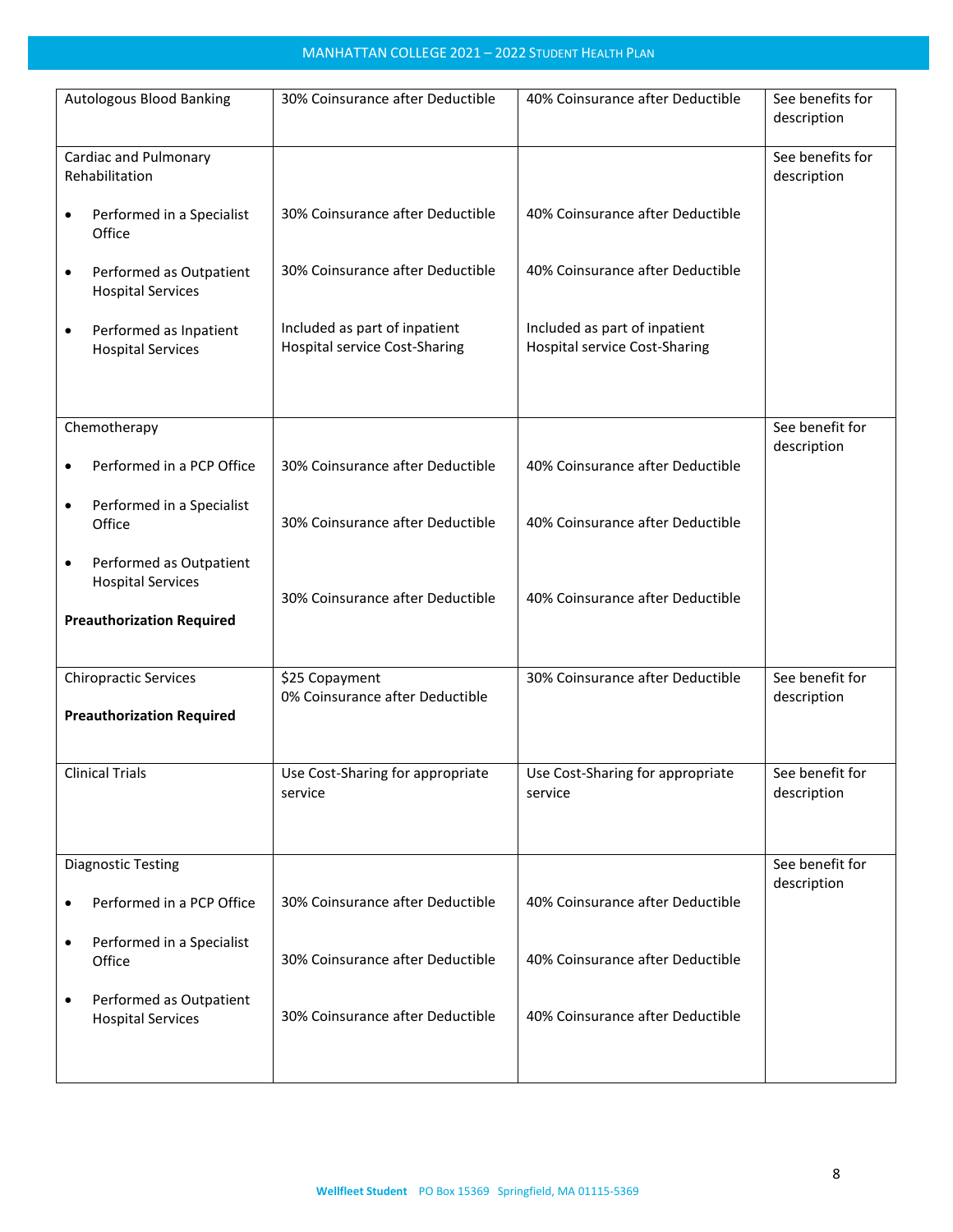| | | | |
|---|---|---|---|
| Autologous Blood Banking | 30% Coinsurance after Deductible | 40% Coinsurance after Deductible | See benefits for description |
| Cardiac and Pulmonary Rehabilitation | | | See benefits for description |
| • Performed in a Specialist Office | 30% Coinsurance after Deductible | 40% Coinsurance after Deductible | |
| • Performed as Outpatient Hospital Services | 30% Coinsurance after Deductible | 40% Coinsurance after Deductible | |
| • Performed as Inpatient Hospital Services | Included as part of inpatient Hospital service Cost-Sharing | Included as part of inpatient Hospital service Cost-Sharing | |
| Chemotherapy | | | See benefit for description |
| • Performed in a PCP Office | 30% Coinsurance after Deductible | 40% Coinsurance after Deductible | |
| • Performed in a Specialist Office | 30% Coinsurance after Deductible | 40% Coinsurance after Deductible | |
| • Performed as Outpatient Hospital Services<br><br>**Preauthorization Required** | 30% Coinsurance after Deductible | 40% Coinsurance after Deductible | |
| Chiropractic Services<br><br>**Preauthorization Required** | $25 Copayment<br>0% Coinsurance after Deductible | 30% Coinsurance after Deductible | See benefit for description |
| Clinical Trials | Use Cost-Sharing for appropriate service | Use Cost-Sharing for appropriate service | See benefit for description |
| Diagnostic Testing | | | See benefit for description |
| • Performed in a PCP Office | 30% Coinsurance after Deductible | 40% Coinsurance after Deductible | |
| • Performed in a Specialist Office | 30% Coinsurance after Deductible | 40% Coinsurance after Deductible | |
| • Performed as Outpatient Hospital Services | 30% Coinsurance after Deductible | 40% Coinsurance after Deductible | |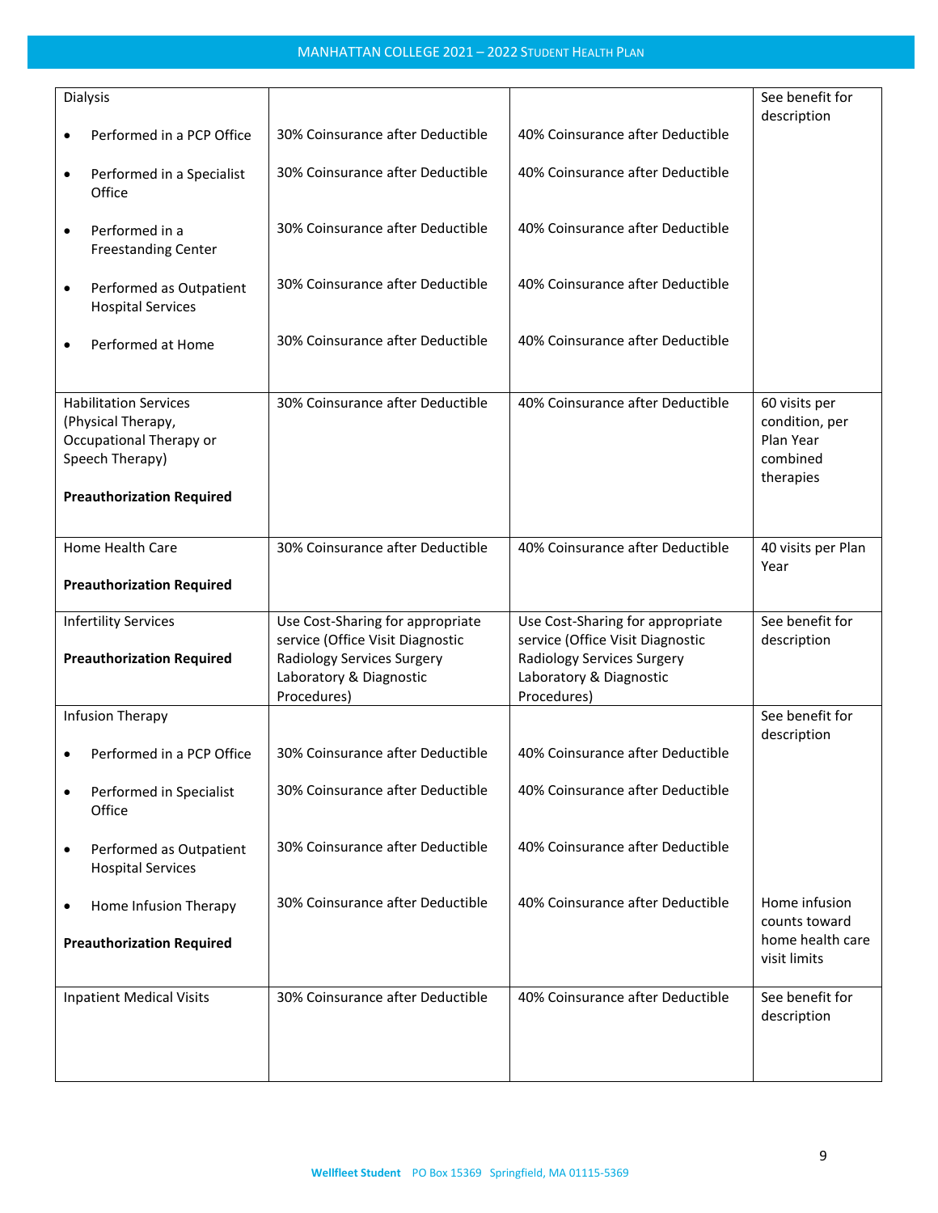| | | | |
|---|---|---|---|
| Dialysis<br>• Performed in a PCP Office<br>• Performed in a Specialist Office<br>• Performed in a Freestanding Center<br>• Performed as Outpatient Hospital Services<br>• Performed at Home | <br>30% Coinsurance after Deductible<br>30% Coinsurance after Deductible<br>30% Coinsurance after Deductible<br>30% Coinsurance after Deductible<br>30% Coinsurance after Deductible | <br>40% Coinsurance after Deductible<br>40% Coinsurance after Deductible<br>40% Coinsurance after Deductible<br>40% Coinsurance after Deductible<br>40% Coinsurance after Deductible | See benefit for description |
| Habilitation Services (Physical Therapy, Occupational Therapy or Speech Therapy)<br>**Preauthorization Required** | 30% Coinsurance after Deductible | 40% Coinsurance after Deductible | 60 visits per condition, per Plan Year combined therapies |
| Home Health Care<br>**Preauthorization Required** | 30% Coinsurance after Deductible | 40% Coinsurance after Deductible | 40 visits per Plan Year |
| Infertility Services<br>**Preauthorization Required** | Use Cost-Sharing for appropriate service (Office Visit Diagnostic Radiology Services Surgery Laboratory & Diagnostic Procedures) | Use Cost-Sharing for appropriate service (Office Visit Diagnostic Radiology Services Surgery Laboratory & Diagnostic Procedures) | See benefit for description |
| Infusion Therapy<br>• Performed in a PCP Office<br>• Performed in Specialist Office<br>• Performed as Outpatient Hospital Services<br>• Home Infusion Therapy<br>**Preauthorization Required** | <br>30% Coinsurance after Deductible<br>30% Coinsurance after Deductible<br>30% Coinsurance after Deductible<br>30% Coinsurance after Deductible | <br>40% Coinsurance after Deductible<br>40% Coinsurance after Deductible<br>40% Coinsurance after Deductible<br>40% Coinsurance after Deductible | See benefit for description<br>Home infusion counts toward home health care visit limits |
| Inpatient Medical Visits | 30% Coinsurance after Deductible | 40% Coinsurance after Deductible | See benefit for description |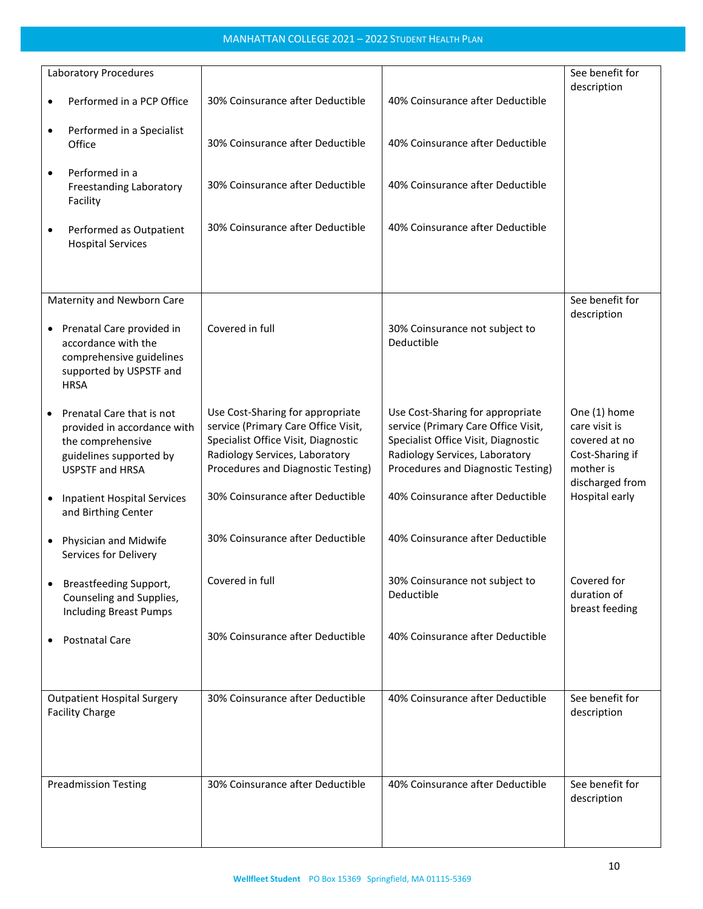| | | | |
|---|---|---|---|
| Laboratory Procedures | | | See benefit for description |
| • Performed in a PCP Office | 30% Coinsurance after Deductible | 40% Coinsurance after Deductible | |
| • Performed in a Specialist Office | 30% Coinsurance after Deductible | 40% Coinsurance after Deductible | |
| • Performed in a Freestanding Laboratory Facility | 30% Coinsurance after Deductible | 40% Coinsurance after Deductible | |
| • Performed as Outpatient Hospital Services | 30% Coinsurance after Deductible | 40% Coinsurance after Deductible | |
| Maternity and Newborn Care | | | See benefit for description |
| • Prenatal Care provided in accordance with the comprehensive guidelines supported by USPSTF and HRSA | Covered in full | 30% Coinsurance not subject to Deductible | |
| • Prenatal Care that is not provided in accordance with the comprehensive guidelines supported by USPSTF and HRSA | Use Cost-Sharing for appropriate service (Primary Care Office Visit, Specialist Office Visit, Diagnostic Radiology Services, Laboratory Procedures and Diagnostic Testing) | Use Cost-Sharing for appropriate service (Primary Care Office Visit, Specialist Office Visit, Diagnostic Radiology Services, Laboratory Procedures and Diagnostic Testing) | One (1) home care visit is covered at no Cost-Sharing if mother is discharged from Hospital early |
| • Inpatient Hospital Services and Birthing Center | 30% Coinsurance after Deductible | 40% Coinsurance after Deductible | |
| • Physician and Midwife Services for Delivery | 30% Coinsurance after Deductible | 40% Coinsurance after Deductible | |
| • Breastfeeding Support, Counseling and Supplies, Including Breast Pumps | Covered in full | 30% Coinsurance not subject to Deductible | Covered for duration of breast feeding |
| • Postnatal Care | 30% Coinsurance after Deductible | 40% Coinsurance after Deductible | |
| Outpatient Hospital Surgery Facility Charge | 30% Coinsurance after Deductible | 40% Coinsurance after Deductible | See benefit for description |
| Preadmission Testing | 30% Coinsurance after Deductible | 40% Coinsurance after Deductible | See benefit for description |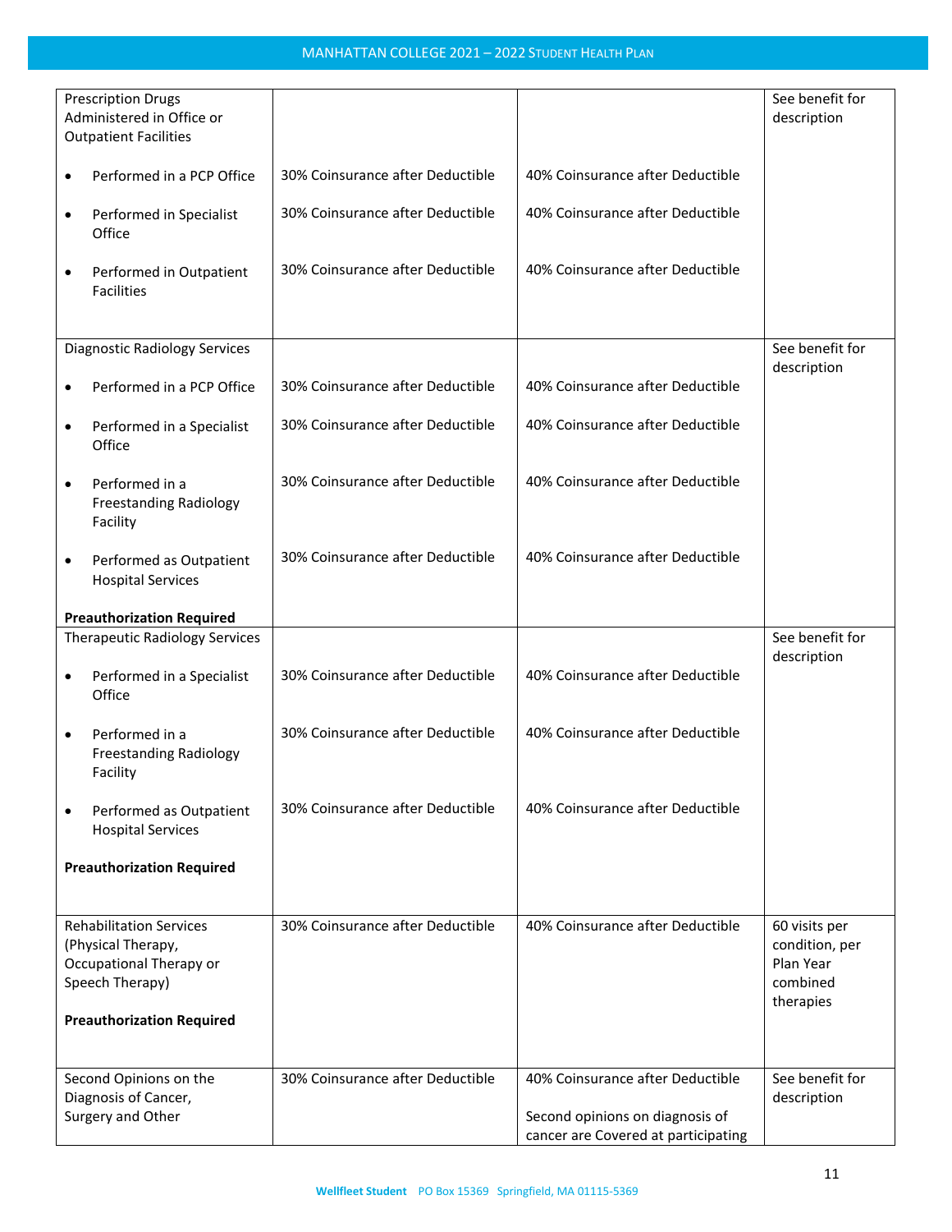| | | | |
|---|---|---|---|
| Prescription Drugs Administered in Office or Outpatient Facilities | | | See benefit for description |
| • Performed in a PCP Office | 30% Coinsurance after Deductible | 40% Coinsurance after Deductible | |
| • Performed in Specialist Office | 30% Coinsurance after Deductible | 40% Coinsurance after Deductible | |
| • Performed in Outpatient Facilities | 30% Coinsurance after Deductible | 40% Coinsurance after Deductible | |
| Diagnostic Radiology Services | | | See benefit for description |
| • Performed in a PCP Office | 30% Coinsurance after Deductible | 40% Coinsurance after Deductible | |
| • Performed in a Specialist Office | 30% Coinsurance after Deductible | 40% Coinsurance after Deductible | |
| • Performed in a Freestanding Radiology Facility | 30% Coinsurance after Deductible | 40% Coinsurance after Deductible | |
| • Performed as Outpatient Hospital Services<br><br>**Preauthorization Required** | 30% Coinsurance after Deductible | 40% Coinsurance after Deductible | |
| Therapeutic Radiology Services | | | See benefit for description |
| • Performed in a Specialist Office | 30% Coinsurance after Deductible | 40% Coinsurance after Deductible | |
| • Performed in a Freestanding Radiology Facility | 30% Coinsurance after Deductible | 40% Coinsurance after Deductible | |
| • Performed as Outpatient Hospital Services<br><br>**Preauthorization Required** | 30% Coinsurance after Deductible | 40% Coinsurance after Deductible | |
| Rehabilitation Services (Physical Therapy, Occupational Therapy or Speech Therapy)<br><br>**Preauthorization Required** | 30% Coinsurance after Deductible | 40% Coinsurance after Deductible | 60 visits per condition, per Plan Year combined therapies |
| Second Opinions on the Diagnosis of Cancer, Surgery and Other | 30% Coinsurance after Deductible | 40% Coinsurance after Deductible<br><br>Second opinions on diagnosis of cancer are Covered at participating | See benefit for description |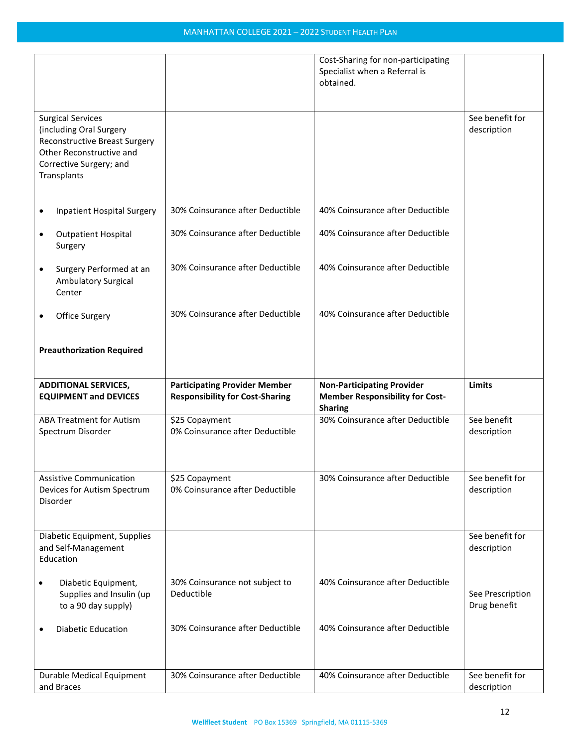| | | | |
|---|---|---|---|
| | | Cost-Sharing for non-participating Specialist when a Referral is obtained. | |
| Surgical Services (including Oral Surgery Reconstructive Breast Surgery Other Reconstructive and Corrective Surgery; and Transplants | | | See benefit for description |
| • Inpatient Hospital Surgery | 30% Coinsurance after Deductible | 40% Coinsurance after Deductible | |
| • Outpatient Hospital Surgery | 30% Coinsurance after Deductible | 40% Coinsurance after Deductible | |
| • Surgery Performed at an Ambulatory Surgical Center | 30% Coinsurance after Deductible | 40% Coinsurance after Deductible | |
| • Office Surgery | 30% Coinsurance after Deductible | 40% Coinsurance after Deductible | |
| **Preauthorization Required** | | | |
| **ADDITIONAL SERVICES, EQUIPMENT and DEVICES** | **Participating Provider Member Responsibility for Cost-Sharing** | **Non-Participating Provider Member Responsibility for Cost-Sharing** | **Limits** |
| ABA Treatment for Autism Spectrum Disorder | $25 Copayment<br>0% Coinsurance after Deductible | 30% Coinsurance after Deductible | See benefit description |
| Assistive Communication Devices for Autism Spectrum Disorder | $25 Copayment<br>0% Coinsurance after Deductible | 30% Coinsurance after Deductible | See benefit for description |
| Diabetic Equipment, Supplies and Self-Management Education | | | See benefit for description |
| • Diabetic Equipment, Supplies and Insulin (up to a 90 day supply) | 30% Coinsurance not subject to Deductible | 40% Coinsurance after Deductible | See Prescription Drug benefit |
| • Diabetic Education | 30% Coinsurance after Deductible | 40% Coinsurance after Deductible | |
| Durable Medical Equipment and Braces | 30% Coinsurance after Deductible | 40% Coinsurance after Deductible | See benefit for description |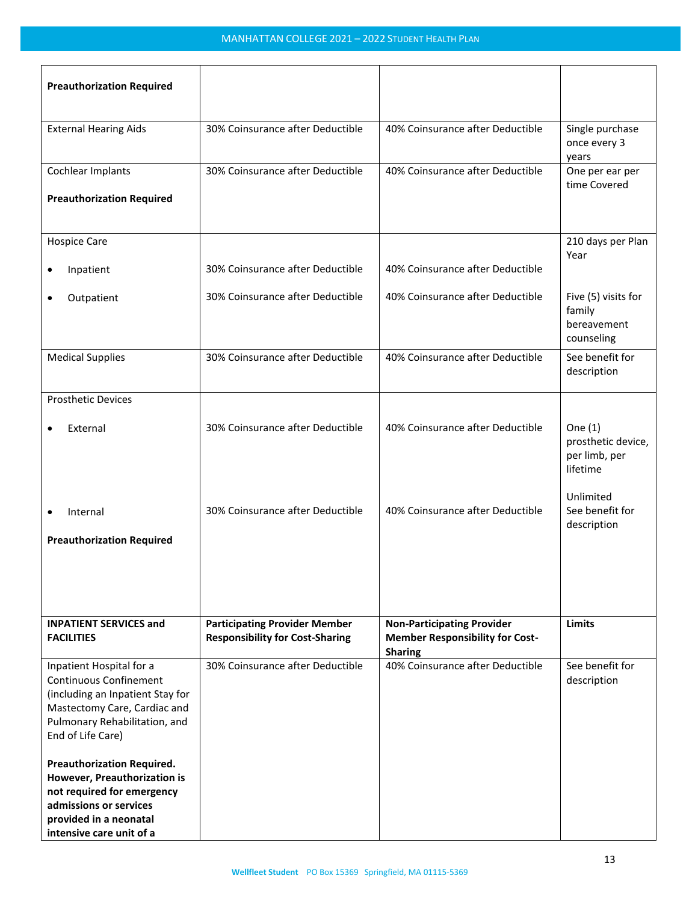| | | | |
|---|---|---|---|
| **Preauthorization Required** | | | |
| External Hearing Aids | 30% Coinsurance after Deductible | 40% Coinsurance after Deductible | Single purchase once every 3 years |
| Cochlear Implants<br><br>**Preauthorization Required** | 30% Coinsurance after Deductible | 40% Coinsurance after Deductible | One per ear per time Covered |
| Hospice Care<br>• Inpatient<br>• Outpatient | <br>30% Coinsurance after Deductible<br>30% Coinsurance after Deductible | <br>40% Coinsurance after Deductible<br>40% Coinsurance after Deductible | 210 days per Plan Year<br><br>Five (5) visits for family bereavement counseling |
| Medical Supplies | 30% Coinsurance after Deductible | 40% Coinsurance after Deductible | See benefit for description |
| Prosthetic Devices<br>• External<br><br>• Internal<br><br>**Preauthorization Required** | <br>30% Coinsurance after Deductible<br><br>30% Coinsurance after Deductible | <br>40% Coinsurance after Deductible<br><br>40% Coinsurance after Deductible | <br>One (1) prosthetic device, per limb, per lifetime<br><br>Unlimited<br>See benefit for description |
| **INPATIENT SERVICES and FACILITIES** | **Participating Provider Member Responsibility for Cost-Sharing** | **Non-Participating Provider Member Responsibility for Cost-Sharing** | **Limits** |
| Inpatient Hospital for a Continuous Confinement (including an Inpatient Stay for Mastectomy Care, Cardiac and Pulmonary Rehabilitation, and End of Life Care)<br><br>**Preauthorization Required. However, Preauthorization is not required for emergency admissions or services provided in a neonatal intensive care unit of a** | 30% Coinsurance after Deductible | 40% Coinsurance after Deductible | See benefit for description |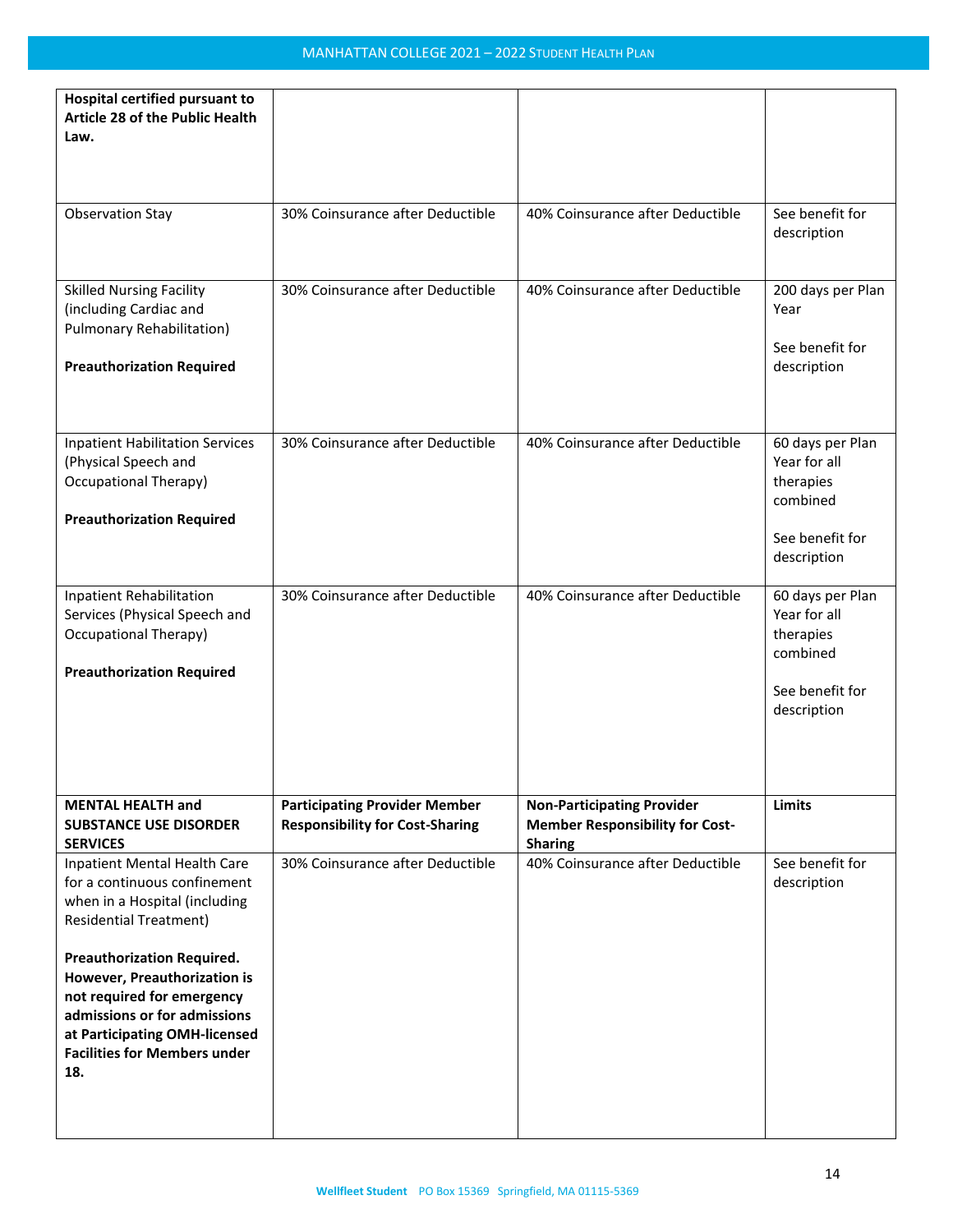| | | | |
|---|---|---|---|
| **Hospital certified pursuant to Article 28 of the Public Health Law.** | | | |
| Observation Stay | 30% Coinsurance after Deductible | 40% Coinsurance after Deductible | See benefit for description |
| Skilled Nursing Facility (including Cardiac and Pulmonary Rehabilitation)<br><br>**Preauthorization Required** | 30% Coinsurance after Deductible | 40% Coinsurance after Deductible | 200 days per Plan Year<br><br>See benefit for description |
| Inpatient Habilitation Services (Physical Speech and Occupational Therapy)<br><br>**Preauthorization Required** | 30% Coinsurance after Deductible | 40% Coinsurance after Deductible | 60 days per Plan Year for all therapies combined<br><br>See benefit for description |
| Inpatient Rehabilitation Services (Physical Speech and Occupational Therapy)<br><br>**Preauthorization Required** | 30% Coinsurance after Deductible | 40% Coinsurance after Deductible | 60 days per Plan Year for all therapies combined<br><br>See benefit for description |
| **MENTAL HEALTH and SUBSTANCE USE DISORDER SERVICES** | **Participating Provider Member Responsibility for Cost-Sharing** | **Non-Participating Provider Member Responsibility for Cost-Sharing** | **Limits** |
| Inpatient Mental Health Care for a continuous confinement when in a Hospital (including Residential Treatment)<br><br>**Preauthorization Required. However, Preauthorization is not required for emergency admissions or for admissions at Participating OMH-licensed Facilities for Members under 18.** | 30% Coinsurance after Deductible | 40% Coinsurance after Deductible | See benefit for description |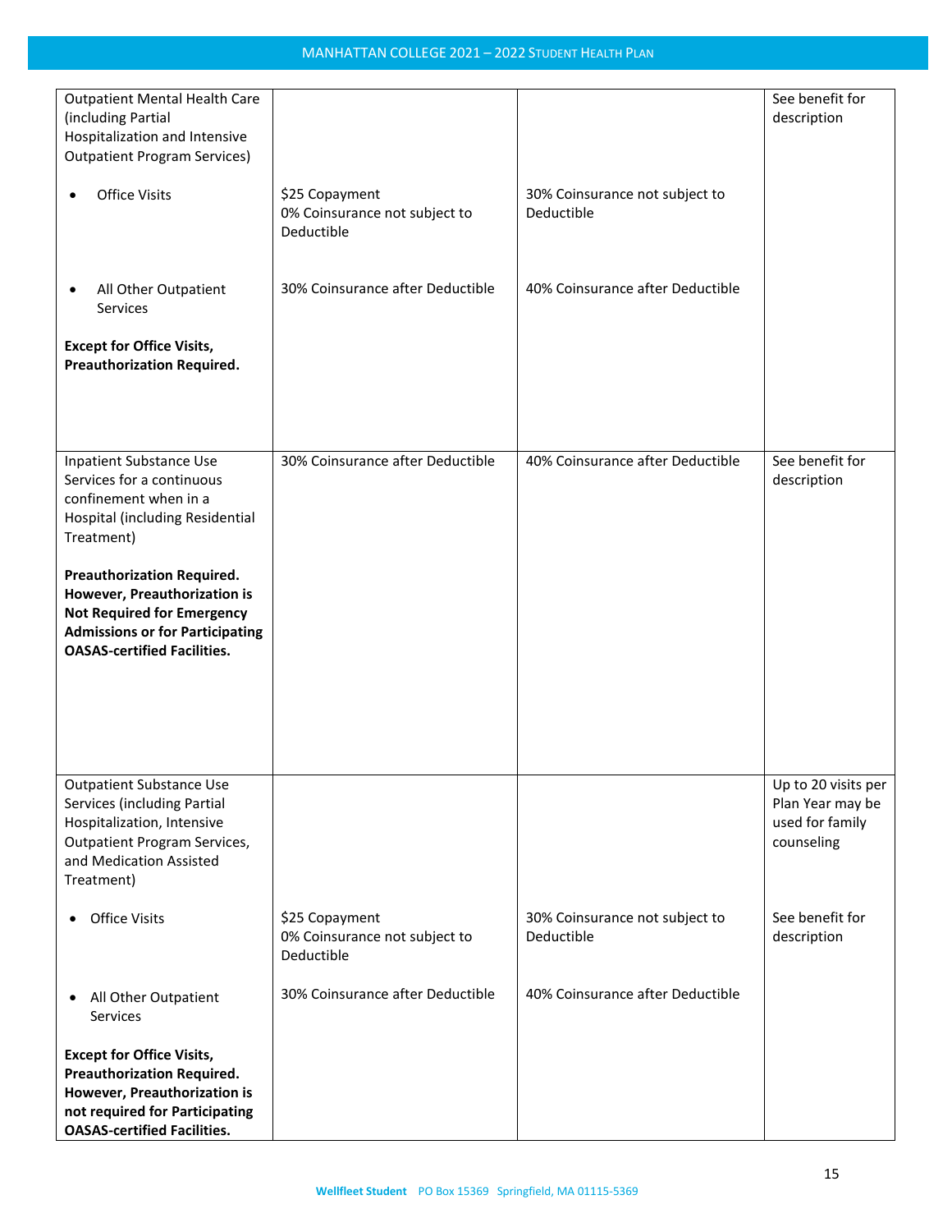| | | | |
|---|---|---|---|
| Outpatient Mental Health Care (including Partial Hospitalization and Intensive Outpatient Program Services) | | | See benefit for description |
| • Office Visits | $25 Copayment<br>0% Coinsurance not subject to Deductible | 30% Coinsurance not subject to Deductible | |
| • All Other Outpatient Services<br><br>**Except for Office Visits, Preauthorization Required.** | 30% Coinsurance after Deductible | 40% Coinsurance after Deductible | |
| Inpatient Substance Use Services for a continuous confinement when in a Hospital (including Residential Treatment)<br><br>**Preauthorization Required. However, Preauthorization is Not Required for Emergency Admissions or for Participating OASAS-certified Facilities.** | 30% Coinsurance after Deductible | 40% Coinsurance after Deductible | See benefit for description |
| Outpatient Substance Use Services (including Partial Hospitalization, Intensive Outpatient Program Services, and Medication Assisted Treatment) | | | Up to 20 visits per Plan Year may be used for family counseling |
| • Office Visits | $25 Copayment<br>0% Coinsurance not subject to Deductible | 30% Coinsurance not subject to Deductible | See benefit for description |
| • All Other Outpatient Services<br><br>**Except for Office Visits, Preauthorization Required. However, Preauthorization is not required for Participating OASAS-certified Facilities.** | 30% Coinsurance after Deductible | 40% Coinsurance after Deductible | |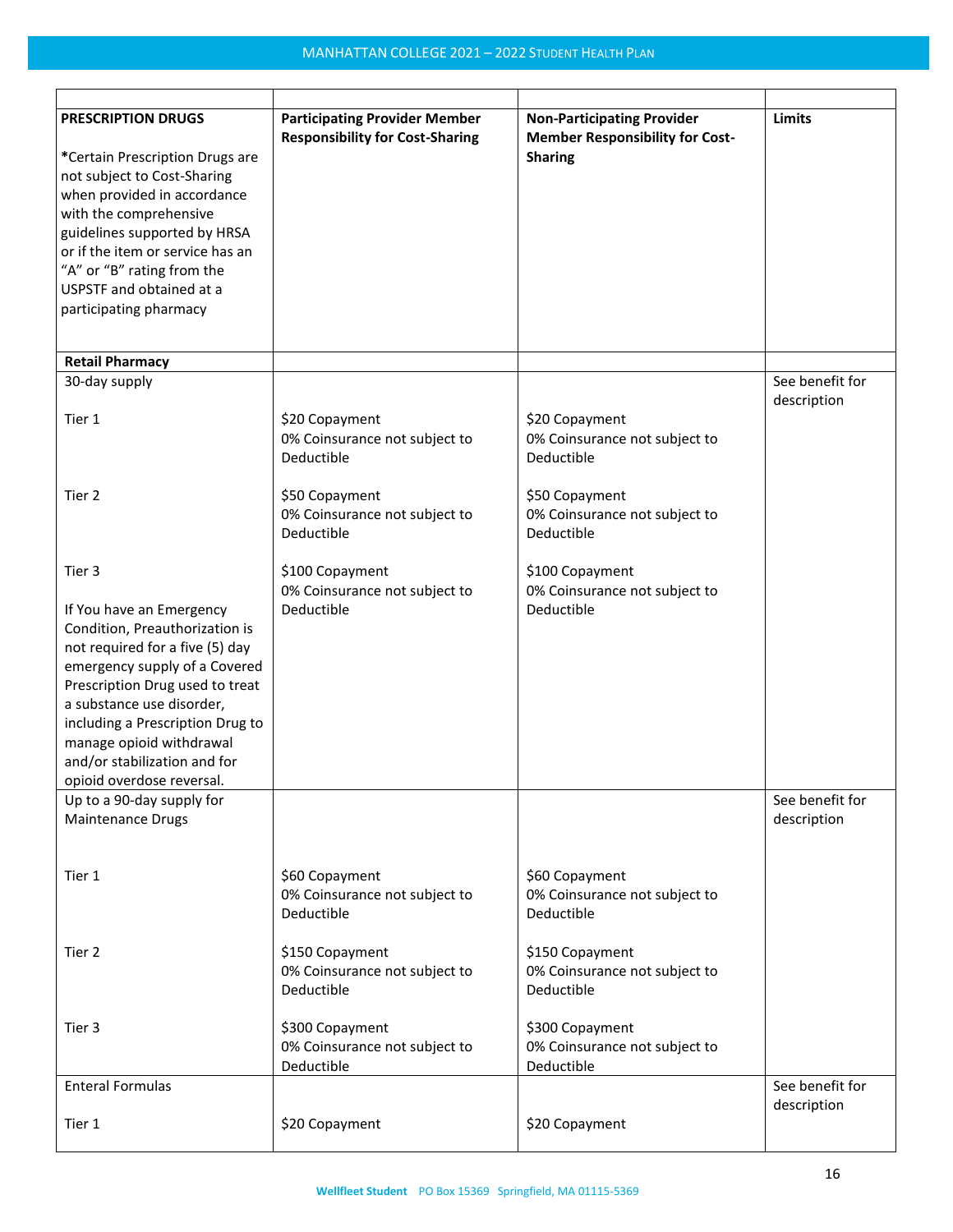| PRESCRIPTION DRUGS | Participating Provider Member Responsibility for Cost-Sharing | Non-Participating Provider Member Responsibility for Cost-Sharing | Limits |
|---|---|---|---|
| *Certain Prescription Drugs are not subject to Cost-Sharing when provided in accordance with the comprehensive guidelines supported by HRSA or if the item or service has an "A" or "B" rating from the USPSTF and obtained at a participating pharmacy | | | |
| **Retail Pharmacy** | | | |
| 30-day supply | | | See benefit for description |
| Tier 1 | $20 Copayment<br>0% Coinsurance not subject to Deductible | $20 Copayment<br>0% Coinsurance not subject to Deductible | |
| Tier 2 | $50 Copayment<br>0% Coinsurance not subject to Deductible | $50 Copayment<br>0% Coinsurance not subject to Deductible | |
| Tier 3<br><br>If You have an Emergency Condition, Preauthorization is not required for a five (5) day emergency supply of a Covered Prescription Drug used to treat a substance use disorder, including a Prescription Drug to manage opioid withdrawal and/or stabilization and for opioid overdose reversal. | $100 Copayment<br>0% Coinsurance not subject to Deductible | $100 Copayment<br>0% Coinsurance not subject to Deductible | |
| Up to a 90-day supply for Maintenance Drugs | | | See benefit for description |
| Tier 1 | $60 Copayment<br>0% Coinsurance not subject to Deductible | $60 Copayment<br>0% Coinsurance not subject to Deductible | |
| Tier 2 | $150 Copayment<br>0% Coinsurance not subject to Deductible | $150 Copayment<br>0% Coinsurance not subject to Deductible | |
| Tier 3 | $300 Copayment<br>0% Coinsurance not subject to Deductible | $300 Copayment<br>0% Coinsurance not subject to Deductible | |
| Enteral Formulas | | | See benefit for description |
| Tier 1 | $20 Copayment | $20 Copayment | |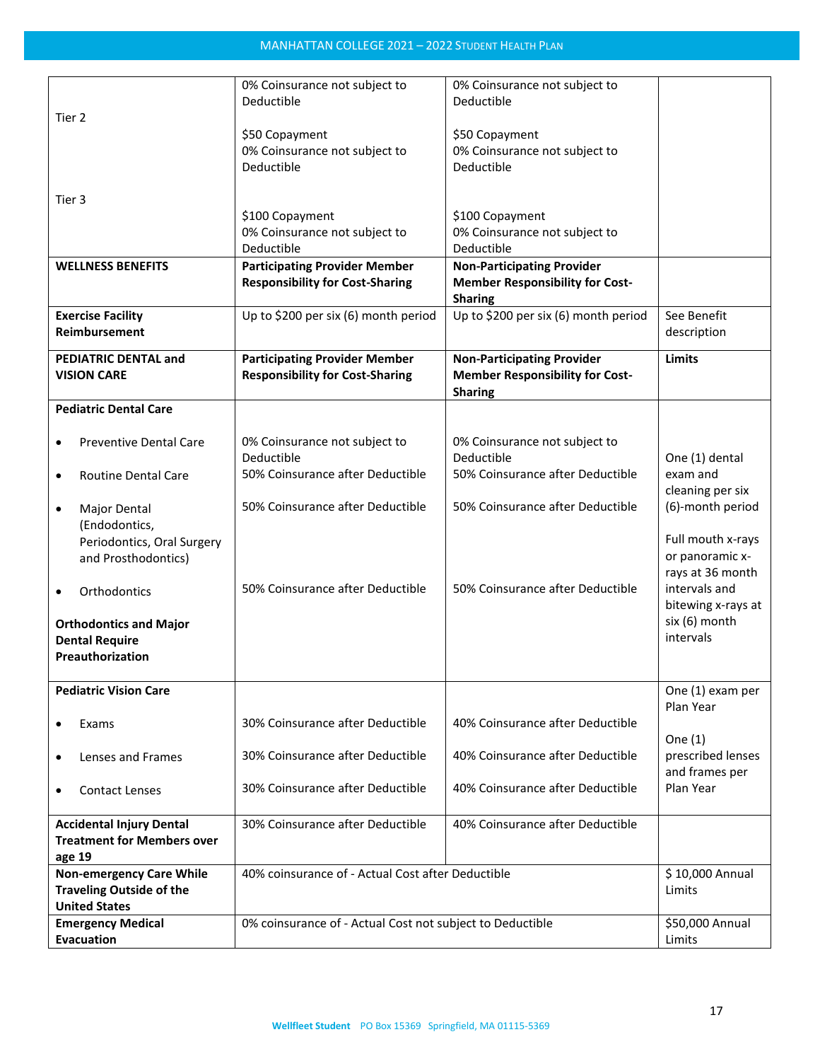| | | | |
|---|---|---|---|
| Tier 2<br><br>Tier 3 | 0% Coinsurance not subject to Deductible<br><br>$50 Copayment<br>0% Coinsurance not subject to Deductible<br><br>$100 Copayment<br>0% Coinsurance not subject to Deductible | 0% Coinsurance not subject to Deductible<br><br>$50 Copayment<br>0% Coinsurance not subject to Deductible<br><br>$100 Copayment<br>0% Coinsurance not subject to Deductible | |
| **WELLNESS BENEFITS** | **Participating Provider Member Responsibility for Cost-Sharing** | **Non-Participating Provider Member Responsibility for Cost-Sharing** | |
| **Exercise Facility Reimbursement** | Up to $200 per six (6) month period | Up to $200 per six (6) month period | See Benefit description |
| **PEDIATRIC DENTAL and VISION CARE** | **Participating Provider Member Responsibility for Cost-Sharing** | **Non-Participating Provider Member Responsibility for Cost-Sharing** | **Limits** |
| **Pediatric Dental Care**<br><br>• Preventive Dental Care<br>• Routine Dental Care<br>• Major Dental (Endodontics, Periodontics, Oral Surgery and Prosthodontics)<br>• Orthodontics<br><br>**Orthodontics and Major Dental Require Preauthorization** | <br><br>0% Coinsurance not subject to Deductible<br>50% Coinsurance after Deductible<br>50% Coinsurance after Deductible<br><br>50% Coinsurance after Deductible | <br><br>0% Coinsurance not subject to Deductible<br>50% Coinsurance after Deductible<br>50% Coinsurance after Deductible<br><br>50% Coinsurance after Deductible | One (1) dental exam and cleaning per six (6)-month period<br><br>Full mouth x-rays or panoramic x-rays at 36 month intervals and bitewing x-rays at six (6) month intervals |
| **Pediatric Vision Care**<br><br>• Exams<br>• Lenses and Frames<br>• Contact Lenses | <br><br>30% Coinsurance after Deductible<br>30% Coinsurance after Deductible<br>30% Coinsurance after Deductible | <br><br>40% Coinsurance after Deductible<br>40% Coinsurance after Deductible<br>40% Coinsurance after Deductible | One (1) exam per Plan Year<br><br>One (1) prescribed lenses and frames per Plan Year |
| **Accidental Injury Dental Treatment for Members over age 19** | 30% Coinsurance after Deductible | 40% Coinsurance after Deductible | |
| **Non-emergency Care While Traveling Outside of the United States** | 40% coinsurance of - Actual Cost after Deductible | | $ 10,000 Annual Limits |
| **Emergency Medical Evacuation** | 0% coinsurance of - Actual Cost not subject to Deductible | | $50,000 Annual Limits |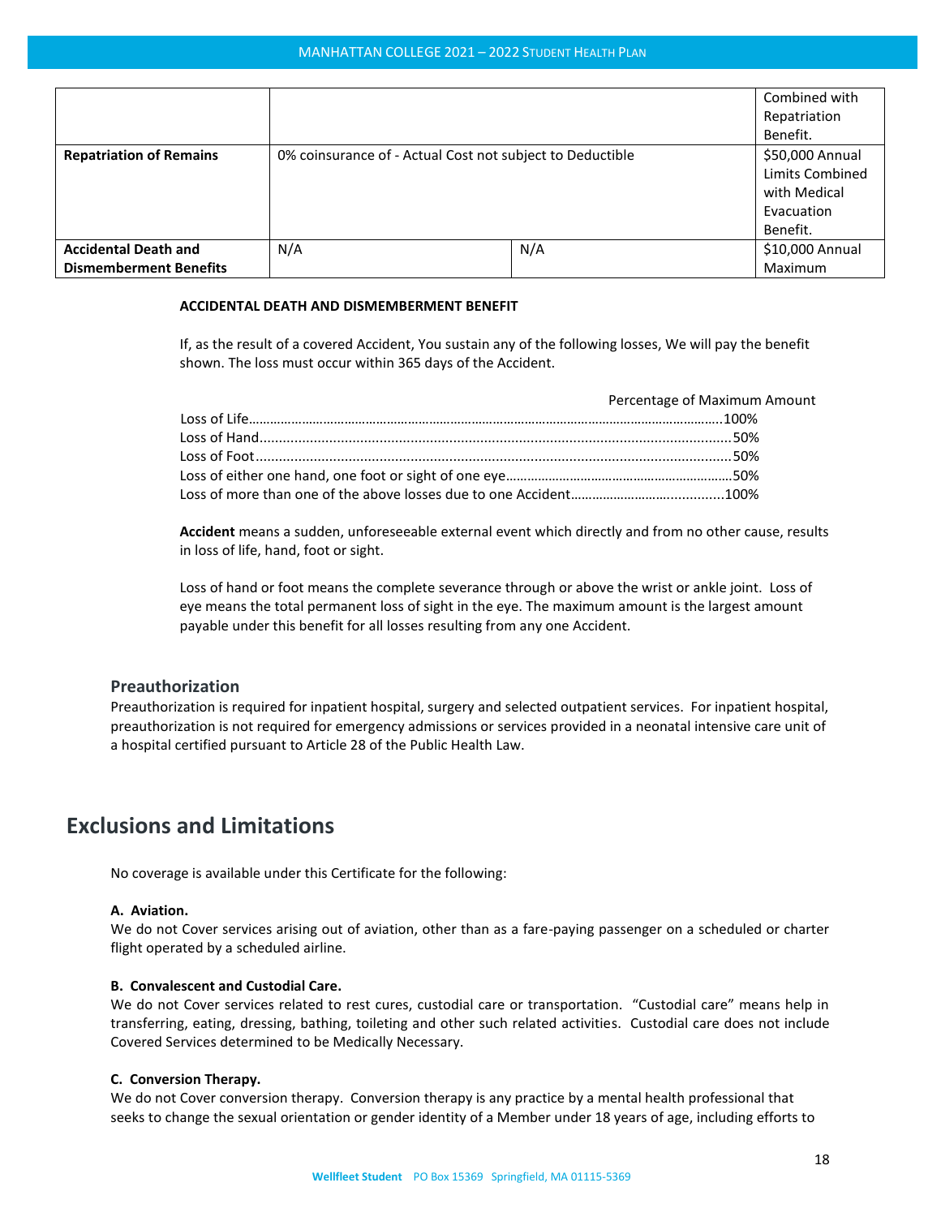| | | | |
|---|---|---|---|
| | | | Combined with Repatriation Benefit. |
| **Repatriation of Remains** | 0% coinsurance of - Actual Cost not subject to Deductible | | $50,000 Annual Limits Combined with Medical Evacuation Benefit. |
| **Accidental Death and Dismemberment Benefits** | N/A | N/A | $10,000 Annual Maximum |

**ACCIDENTAL DEATH AND DISMEMBERMENT BENEFIT**

If, as the result of a covered Accident, You sustain any of the following losses, We will pay the benefit shown. The loss must occur within 365 days of the Accident.

| | Percentage of Maximum Amount |
|---|---|
| Loss of Life | 100% |
| Loss of Hand | 50% |
| Loss of Foot | 50% |
| Loss of either one hand, one foot or sight of one eye | 50% |
| Loss of more than one of the above losses due to one Accident | 100% |

**Accident** means a sudden, unforeseeable external event which directly and from no other cause, results in loss of life, hand, foot or sight.

Loss of hand or foot means the complete severance through or above the wrist or ankle joint. Loss of eye means the total permanent loss of sight in the eye. The maximum amount is the largest amount payable under this benefit for all losses resulting from any one Accident.

### Preauthorization

Preauthorization is required for inpatient hospital, surgery and selected outpatient services. For inpatient hospital, preauthorization is not required for emergency admissions or services provided in a neonatal intensive care unit of a hospital certified pursuant to Article 28 of the Public Health Law.

## Exclusions and Limitations

No coverage is available under this Certificate for the following:

**A. Aviation.**
We do not Cover services arising out of aviation, other than as a fare-paying passenger on a scheduled or charter flight operated by a scheduled airline.

**B. Convalescent and Custodial Care.**
We do not Cover services related to rest cures, custodial care or transportation. "Custodial care" means help in transferring, eating, dressing, bathing, toileting and other such related activities. Custodial care does not include Covered Services determined to be Medically Necessary.

**C. Conversion Therapy.**
We do not Cover conversion therapy. Conversion therapy is any practice by a mental health professional that seeks to change the sexual orientation or gender identity of a Member under 18 years of age, including efforts to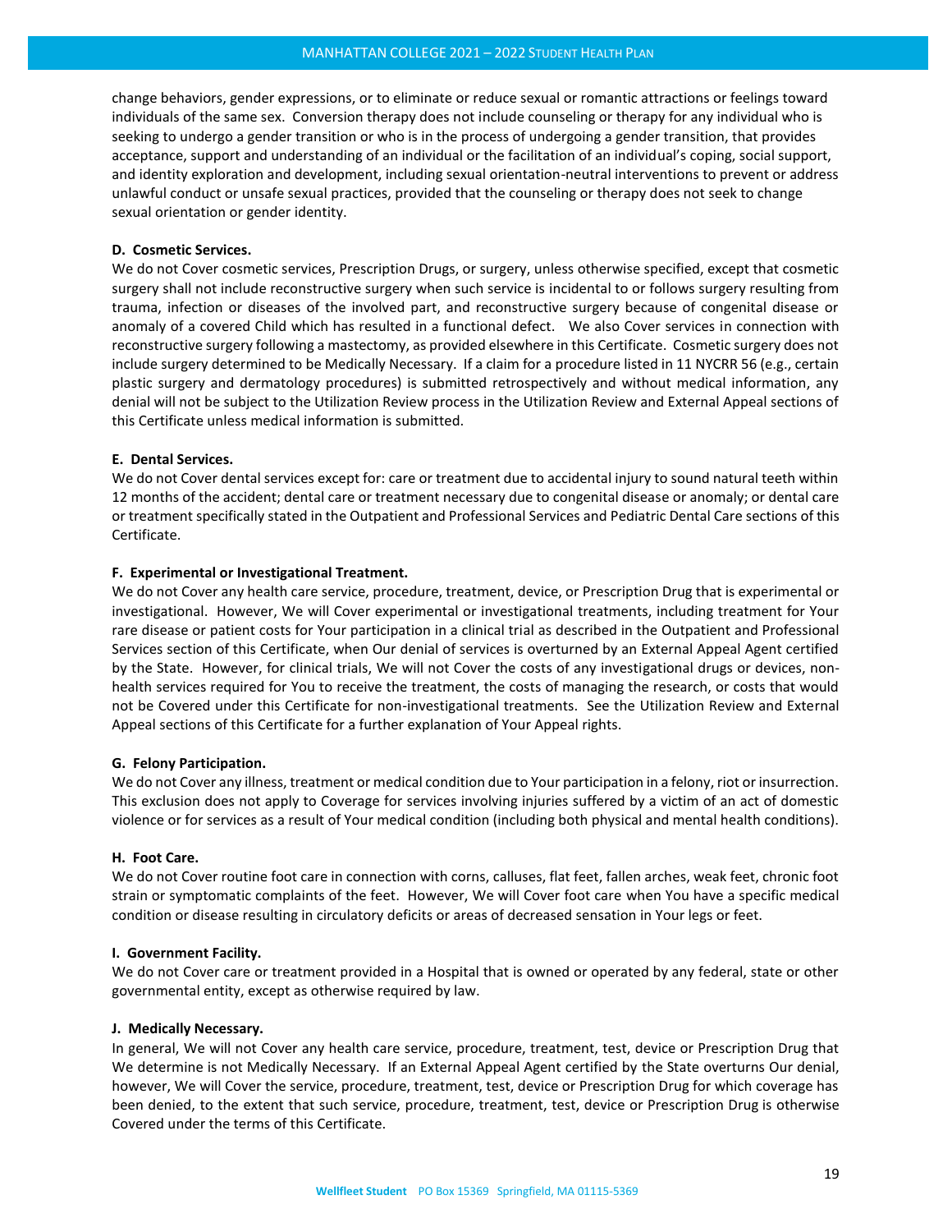change behaviors, gender expressions, or to eliminate or reduce sexual or romantic attractions or feelings toward individuals of the same sex. Conversion therapy does not include counseling or therapy for any individual who is seeking to undergo a gender transition or who is in the process of undergoing a gender transition, that provides acceptance, support and understanding of an individual or the facilitation of an individual's coping, social support, and identity exploration and development, including sexual orientation-neutral interventions to prevent or address unlawful conduct or unsafe sexual practices, provided that the counseling or therapy does not seek to change sexual orientation or gender identity.

**D. Cosmetic Services.**
We do not Cover cosmetic services, Prescription Drugs, or surgery, unless otherwise specified, except that cosmetic surgery shall not include reconstructive surgery when such service is incidental to or follows surgery resulting from trauma, infection or diseases of the involved part, and reconstructive surgery because of congenital disease or anomaly of a covered Child which has resulted in a functional defect. We also Cover services in connection with reconstructive surgery following a mastectomy, as provided elsewhere in this Certificate. Cosmetic surgery does not include surgery determined to be Medically Necessary. If a claim for a procedure listed in 11 NYCRR 56 (e.g., certain plastic surgery and dermatology procedures) is submitted retrospectively and without medical information, any denial will not be subject to the Utilization Review process in the Utilization Review and External Appeal sections of this Certificate unless medical information is submitted.

**E. Dental Services.**
We do not Cover dental services except for: care or treatment due to accidental injury to sound natural teeth within 12 months of the accident; dental care or treatment necessary due to congenital disease or anomaly; or dental care or treatment specifically stated in the Outpatient and Professional Services and Pediatric Dental Care sections of this Certificate.

**F. Experimental or Investigational Treatment.**
We do not Cover any health care service, procedure, treatment, device, or Prescription Drug that is experimental or investigational. However, We will Cover experimental or investigational treatments, including treatment for Your rare disease or patient costs for Your participation in a clinical trial as described in the Outpatient and Professional Services section of this Certificate, when Our denial of services is overturned by an External Appeal Agent certified by the State. However, for clinical trials, We will not Cover the costs of any investigational drugs or devices, non-health services required for You to receive the treatment, the costs of managing the research, or costs that would not be Covered under this Certificate for non-investigational treatments. See the Utilization Review and External Appeal sections of this Certificate for a further explanation of Your Appeal rights.

**G. Felony Participation.**
We do not Cover any illness, treatment or medical condition due to Your participation in a felony, riot or insurrection. This exclusion does not apply to Coverage for services involving injuries suffered by a victim of an act of domestic violence or for services as a result of Your medical condition (including both physical and mental health conditions).

**H. Foot Care.**
We do not Cover routine foot care in connection with corns, calluses, flat feet, fallen arches, weak feet, chronic foot strain or symptomatic complaints of the feet. However, We will Cover foot care when You have a specific medical condition or disease resulting in circulatory deficits or areas of decreased sensation in Your legs or feet.

**I. Government Facility.**
We do not Cover care or treatment provided in a Hospital that is owned or operated by any federal, state or other governmental entity, except as otherwise required by law.

**J. Medically Necessary.**
In general, We will not Cover any health care service, procedure, treatment, test, device or Prescription Drug that We determine is not Medically Necessary. If an External Appeal Agent certified by the State overturns Our denial, however, We will Cover the service, procedure, treatment, test, device or Prescription Drug for which coverage has been denied, to the extent that such service, procedure, treatment, test, device or Prescription Drug is otherwise Covered under the terms of this Certificate.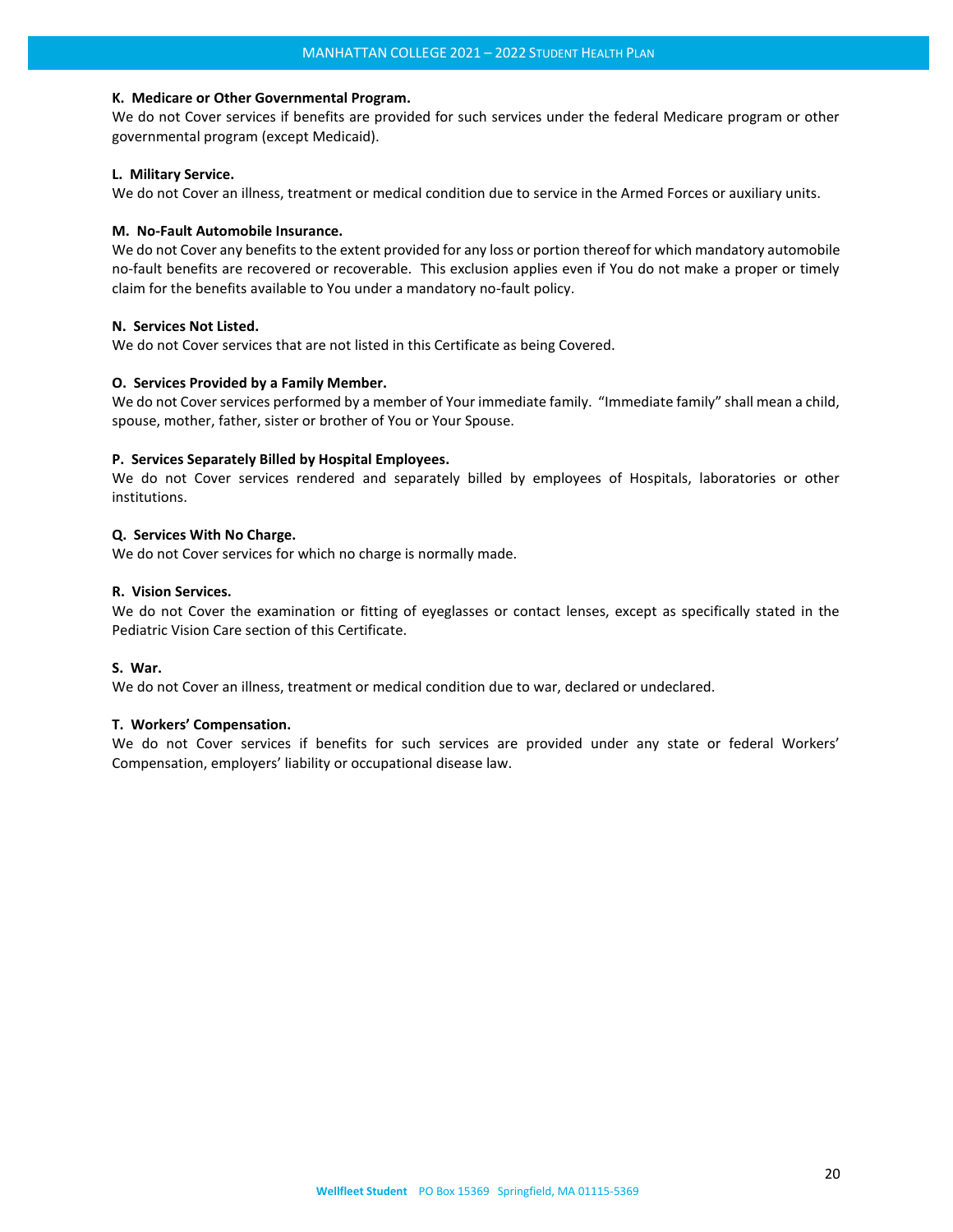**K. Medicare or Other Governmental Program.**
We do not Cover services if benefits are provided for such services under the federal Medicare program or other governmental program (except Medicaid).

**L. Military Service.**
We do not Cover an illness, treatment or medical condition due to service in the Armed Forces or auxiliary units.

**M. No-Fault Automobile Insurance.**
We do not Cover any benefits to the extent provided for any loss or portion thereof for which mandatory automobile no-fault benefits are recovered or recoverable. This exclusion applies even if You do not make a proper or timely claim for the benefits available to You under a mandatory no-fault policy.

**N. Services Not Listed.**
We do not Cover services that are not listed in this Certificate as being Covered.

**O. Services Provided by a Family Member.**
We do not Cover services performed by a member of Your immediate family. "Immediate family" shall mean a child, spouse, mother, father, sister or brother of You or Your Spouse.

**P. Services Separately Billed by Hospital Employees.**
We do not Cover services rendered and separately billed by employees of Hospitals, laboratories or other institutions.

**Q. Services With No Charge.**
We do not Cover services for which no charge is normally made.

**R. Vision Services.**
We do not Cover the examination or fitting of eyeglasses or contact lenses, except as specifically stated in the Pediatric Vision Care section of this Certificate.

**S. War.**
We do not Cover an illness, treatment or medical condition due to war, declared or undeclared.

**T. Workers' Compensation.**
We do not Cover services if benefits for such services are provided under any state or federal Workers' Compensation, employers' liability or occupational disease law.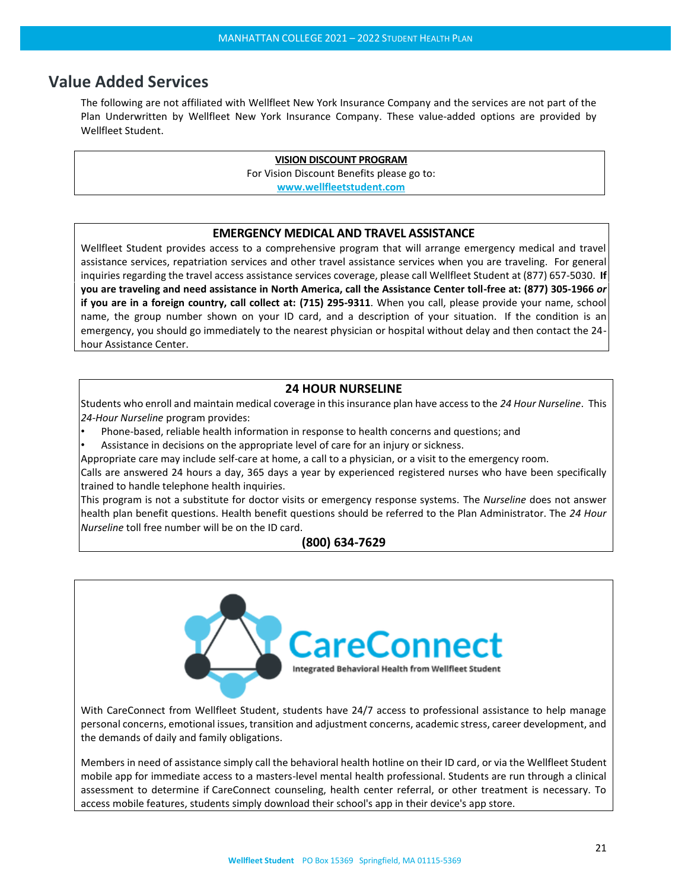## Value Added Services

The following are not affiliated with Wellfleet New York Insurance Company and the services are not part of the Plan Underwritten by Wellfleet New York Insurance Company. These value-added options are provided by Wellfleet Student.

**VISION DISCOUNT PROGRAM**

For Vision Discount Benefits please go to:

**www.wellfleetstudent.com**

### EMERGENCY MEDICAL AND TRAVEL ASSISTANCE

Wellfleet Student provides access to a comprehensive program that will arrange emergency medical and travel assistance services, repatriation services and other travel assistance services when you are traveling. For general inquiries regarding the travel access assistance services coverage, please call Wellfleet Student at (877) 657-5030. **If you are traveling and need assistance in North America, call the Assistance Center toll-free at: (877) 305-1966 *or* if you are in a foreign country, call collect at: (715) 295-9311**. When you call, please provide your name, school name, the group number shown on your ID card, and a description of your situation. If the condition is an emergency, you should go immediately to the nearest physician or hospital without delay and then contact the 24-hour Assistance Center.

### 24 HOUR NURSELINE

Students who enroll and maintain medical coverage in this insurance plan have access to the *24 Hour Nurseline*. This *24-Hour Nurseline* program provides:

- Phone-based, reliable health information in response to health concerns and questions; and
- Assistance in decisions on the appropriate level of care for an injury or sickness.

Appropriate care may include self-care at home, a call to a physician, or a visit to the emergency room.

Calls are answered 24 hours a day, 365 days a year by experienced registered nurses who have been specifically trained to handle telephone health inquiries.

This program is not a substitute for doctor visits or emergency response systems. The *Nurseline* does not answer health plan benefit questions. Health benefit questions should be referred to the Plan Administrator. The *24 Hour Nurseline* toll free number will be on the ID card.

**(800) 634-7629**

CareConnect

Integrated Behavioral Health from Wellfleet Student

With CareConnect from Wellfleet Student, students have 24/7 access to professional assistance to help manage personal concerns, emotional issues, transition and adjustment concerns, academic stress, career development, and the demands of daily and family obligations.

Members in need of assistance simply call the behavioral health hotline on their ID card, or via the Wellfleet Student mobile app for immediate access to a masters-level mental health professional. Students are run through a clinical assessment to determine if CareConnect counseling, health center referral, or other treatment is necessary. To access mobile features, students simply download their school's app in their device's app store.

**Wellfleet Student** PO Box 15369 Springfield, MA 01115-5369